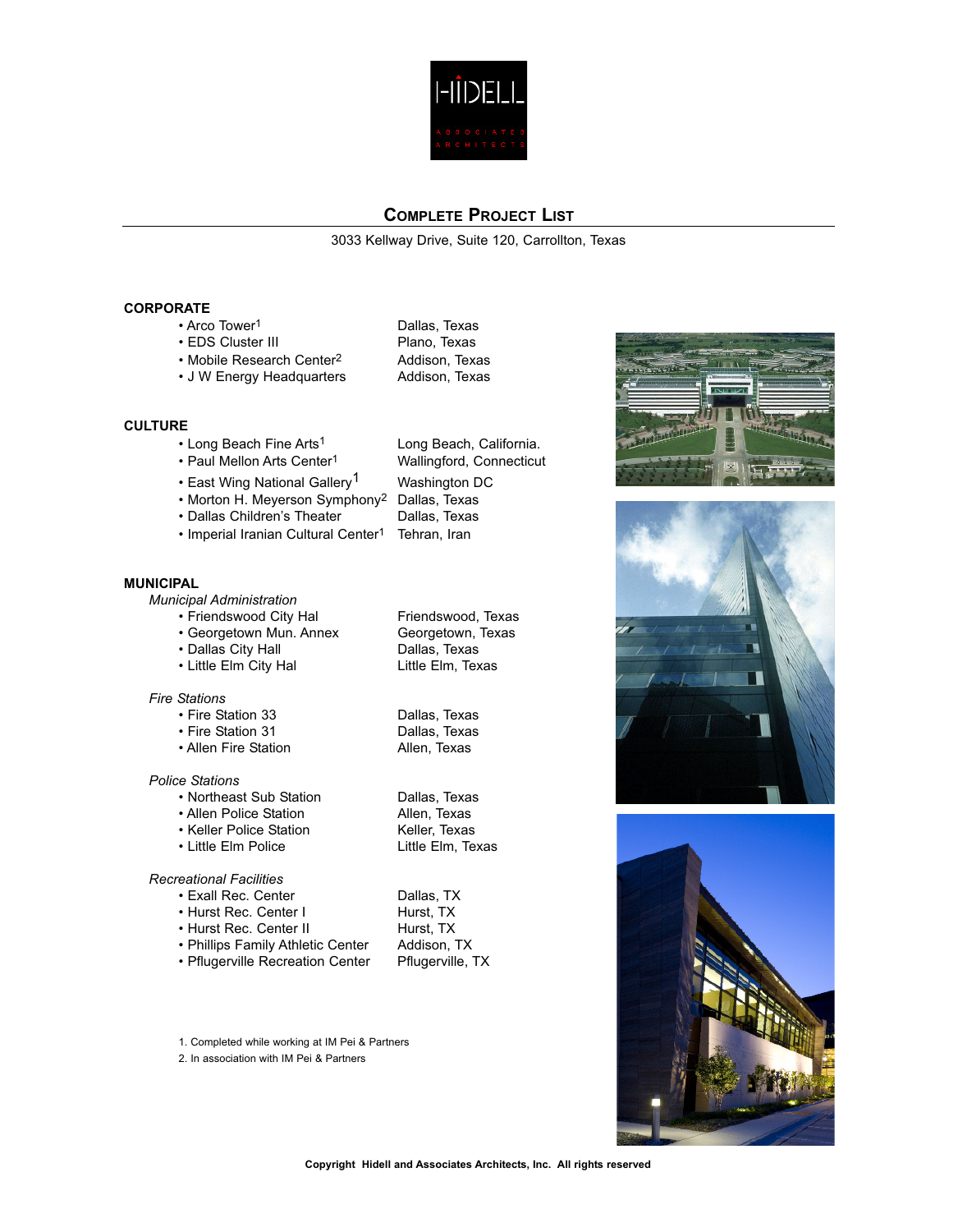# Complete Project List

3033 Kellway Drive, Suite 120, Carrollton, Texas

## CORPORATE

- Arco Tower[1] — Dallas, Texas
- EDS Cluster III — Plano, Texas
- Mobile Research Center[2] — Addison, Texas
- J W Energy Headquarters — Addison, Texas

## CULTURE

- Long Beach Fine Arts[1] — Long Beach, California.
- Paul Mellon Arts Center[1] — Wallingford, Connecticut
- East Wing National Gallery[1] — Washington DC
- Morton H. Meyerson Symphony[2] — Dallas, Texas
- Dallas Children's Theater — Dallas, Texas
- Imperial Iranian Cultural Center[1] — Tehran, Iran

## MUNICIPAL

*Municipal Administration*

- Friendswood City Hal — Friendswood, Texas
- Georgetown Mun. Annex — Georgetown, Texas
- Dallas City Hall — Dallas, Texas
- Little Elm City Hal — Little Elm, Texas

*Fire Stations*

- Fire Station 33 — Dallas, Texas
- Fire Station 31 — Dallas, Texas
- Allen Fire Station — Allen, Texas

*Police Stations*

- Northeast Sub Station — Dallas, Texas
- Allen Police Station — Allen, Texas
- Keller Police Station — Keller, Texas
- Little Elm Police — Little Elm, Texas

*Recreational Facilities*

- Exall Rec. Center — Dallas, TX
- Hurst Rec. Center I — Hurst, TX
- Hurst Rec. Center II — Hurst, TX
- Phillips Family Athletic Center — Addison, TX
- Pflugerville Recreation Center — Pflugerville, TX

1. Completed while working at IM Pei & Partners
2. In association with IM Pei & Partners

Copyright Hidell and Associates Architects, Inc. All rights reserved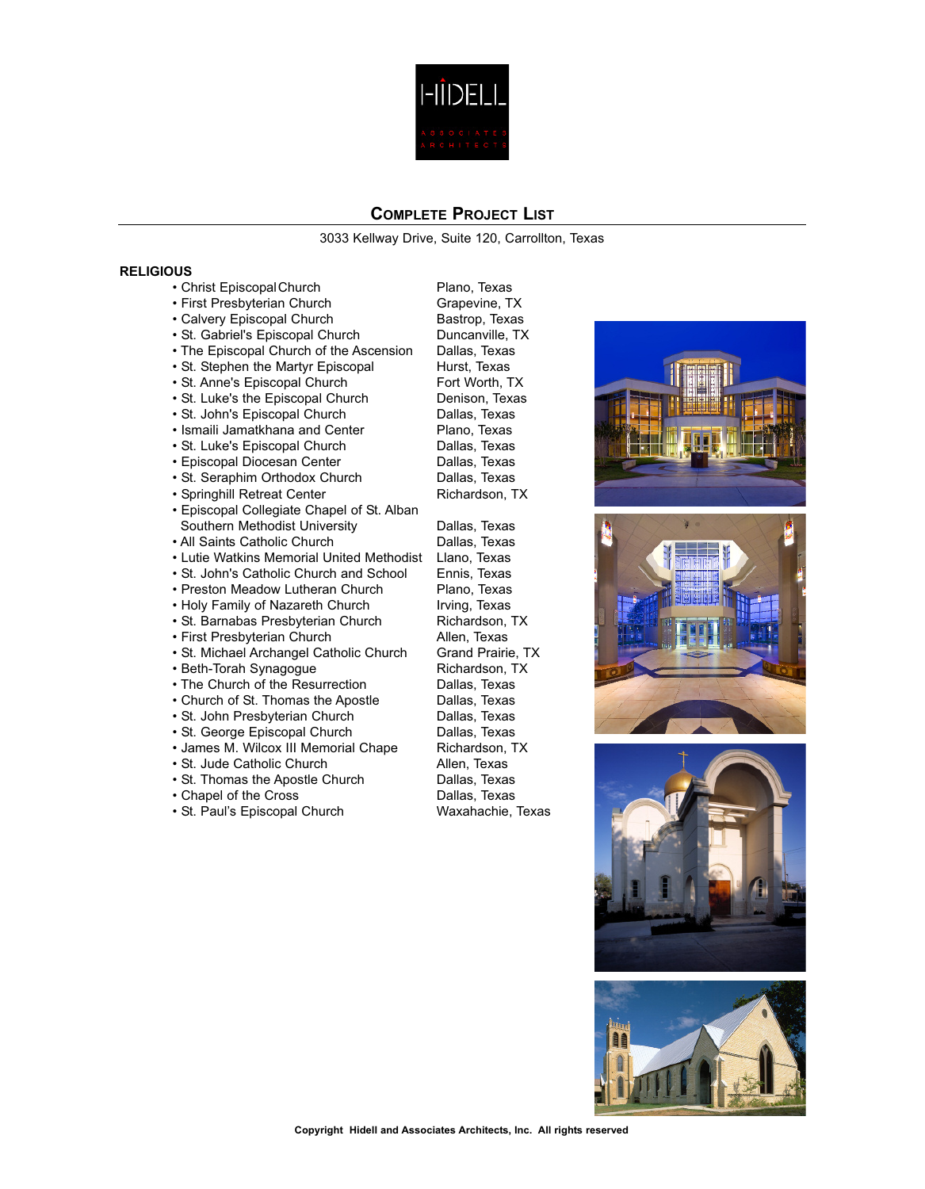# Complete Project List

3033 Kellway Drive, Suite 120, Carrollton, Texas

## RELIGIOUS

| Project | Location |
|---|---|
| • Christ Episcopal Church | Plano, Texas |
| • First Presbyterian Church | Grapevine, TX |
| • Calvery Episcopal Church | Bastrop, Texas |
| • St. Gabriel's Episcopal Church | Duncanville, TX |
| • The Episcopal Church of the Ascension | Dallas, Texas |
| • St. Stephen the Martyr Episcopal | Hurst, Texas |
| • St. Anne's Episcopal Church | Fort Worth, TX |
| • St. Luke's the Episcopal Church | Denison, Texas |
| • St. John's Episcopal Church | Dallas, Texas |
| • Ismaili Jamatkhana and Center | Plano, Texas |
| • St. Luke's Episcopal Church | Dallas, Texas |
| • Episcopal Diocesan Center | Dallas, Texas |
| • St. Seraphim Orthodox Church | Dallas, Texas |
| • Springhill Retreat Center | Richardson, TX |
| • Episcopal Collegiate Chapel of St. Alban Southern Methodist University | Dallas, Texas |
| • All Saints Catholic Church | Dallas, Texas |
| • Lutie Watkins Memorial United Methodist | Llano, Texas |
| • St. John's Catholic Church and School | Ennis, Texas |
| • Preston Meadow Lutheran Church | Plano, Texas |
| • Holy Family of Nazareth Church | Irving, Texas |
| • St. Barnabas Presbyterian Church | Richardson, TX |
| • First Presbyterian Church | Allen, Texas |
| • St. Michael Archangel Catholic Church | Grand Prairie, TX |
| • Beth-Torah Synagogue | Richardson, TX |
| • The Church of the Resurrection | Dallas, Texas |
| • Church of St. Thomas the Apostle | Dallas, Texas |
| • St. John Presbyterian Church | Dallas, Texas |
| • St. George Episcopal Church | Dallas, Texas |
| • James M. Wilcox III Memorial Chape | Richardson, TX |
| • St. Jude Catholic Church | Allen, Texas |
| • St. Thomas the Apostle Church | Dallas, Texas |
| • Chapel of the Cross | Dallas, Texas |
| • St. Paul's Episcopal Church | Waxahachie, Texas |

Copyright Hidell and Associates Architects, Inc. All rights reserved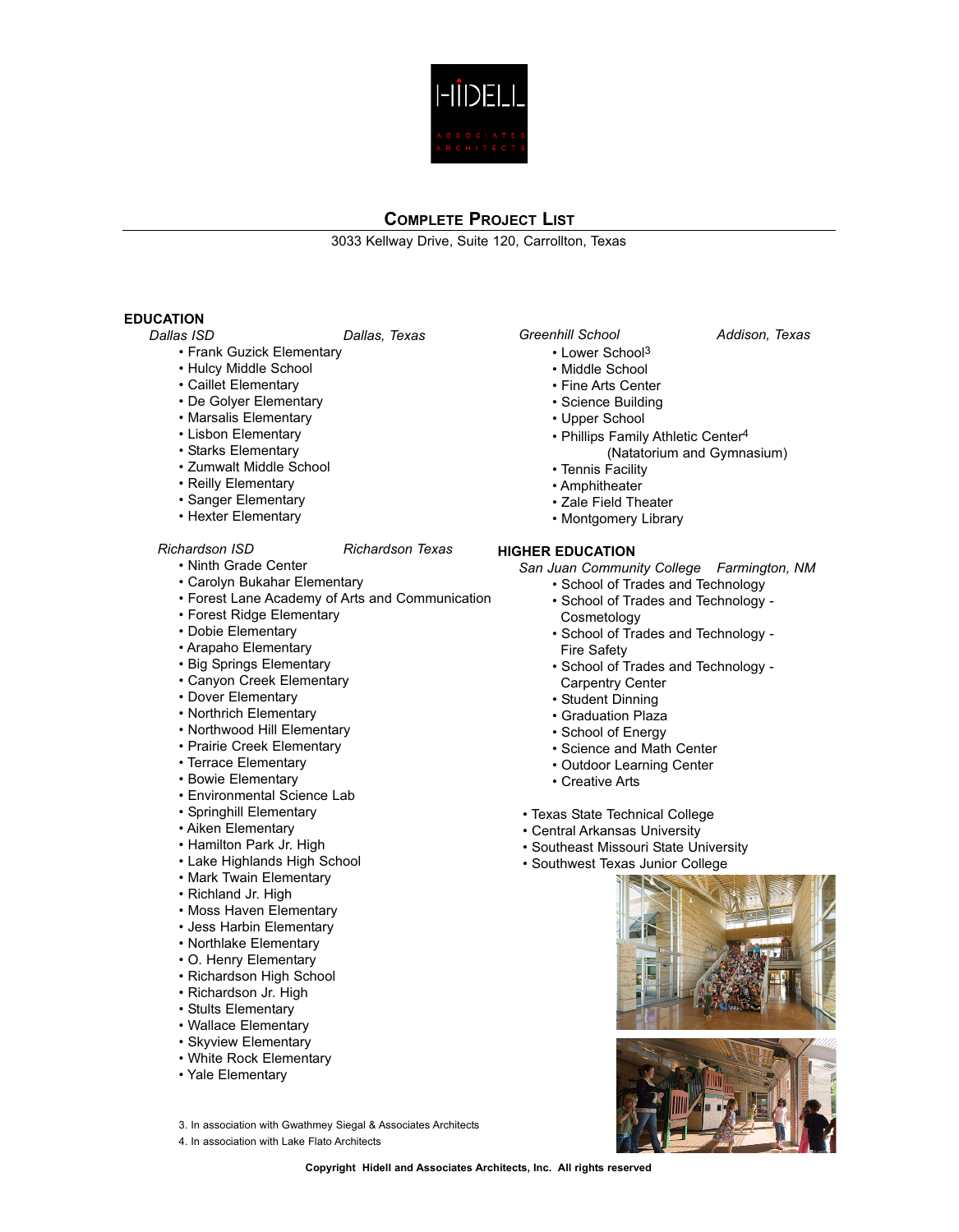HIDELL ASSOCIATES ARCHITECTS

## Complete Project List

3033 Kellway Drive, Suite 120, Carrollton, Texas

### EDUCATION

*Dallas ISD* — *Dallas, Texas*

- Frank Guzick Elementary
- Hulcy Middle School
- Caillet Elementary
- De Golyer Elementary
- Marsalis Elementary
- Lisbon Elementary
- Starks Elementary
- Zumwalt Middle School
- Reilly Elementary
- Sanger Elementary
- Hexter Elementary

*Richardson ISD* — *Richardson Texas*

- Ninth Grade Center
- Carolyn Bukahar Elementary
- Forest Lane Academy of Arts and Communication
- Forest Ridge Elementary
- Dobie Elementary
- Arapaho Elementary
- Big Springs Elementary
- Canyon Creek Elementary
- Dover Elementary
- Northrich Elementary
- Northwood Hill Elementary
- Prairie Creek Elementary
- Terrace Elementary
- Bowie Elementary
- Environmental Science Lab
- Springhill Elementary
- Aiken Elementary
- Hamilton Park Jr. High
- Lake Highlands High School
- Mark Twain Elementary
- Richland Jr. High
- Moss Haven Elementary
- Jess Harbin Elementary
- Northlake Elementary
- O. Henry Elementary
- Richardson High School
- Richardson Jr. High
- Stults Elementary
- Wallace Elementary
- Skyview Elementary
- White Rock Elementary
- Yale Elementary

*Greenhill School* — *Addison, Texas*

- Lower School[3]
- Middle School
- Fine Arts Center
- Science Building
- Upper School
- Phillips Family Athletic Center[4] (Natatorium and Gymnasium)
- Tennis Facility
- Amphitheater
- Zale Field Theater
- Montgomery Library

### HIGHER EDUCATION

*San Juan Community College* — *Farmington, NM*

- School of Trades and Technology
- School of Trades and Technology - Cosmetology
- School of Trades and Technology - Fire Safety
- School of Trades and Technology - Carpentry Center
- Student Dinning
- Graduation Plaza
- School of Energy
- Science and Math Center
- Outdoor Learning Center
- Creative Arts

- Texas State Technical College
- Central Arkansas University
- Southeast Missouri State University
- Southwest Texas Junior College

3. In association with Gwathmey Siegal & Associates Architects
4. In association with Lake Flato Architects

Copyright Hidell and Associates Architects, Inc. All rights reserved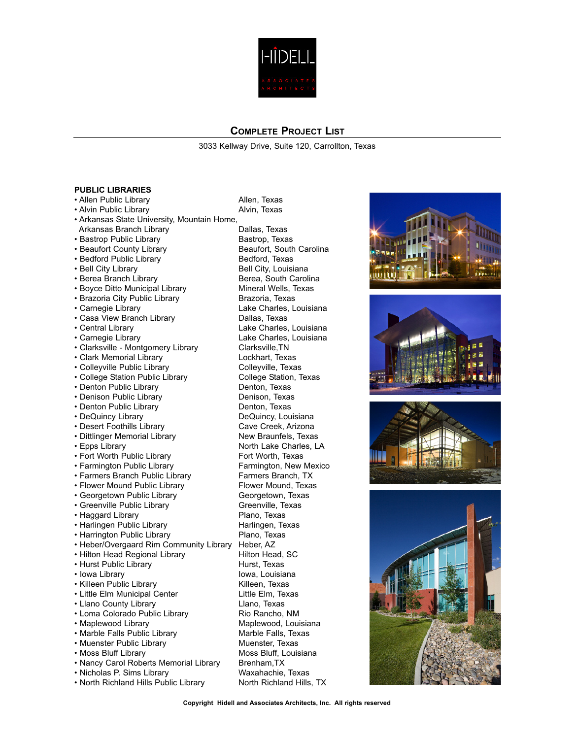HIDELL ASSOCIATED ARCHITECTS

## COMPLETE PROJECT LIST

3033 Kellway Drive, Suite 120, Carrollton, Texas

### PUBLIC LIBRARIES

| Project | Location |
| --- | --- |
| • Allen Public Library | Allen, Texas |
| • Alvin Public Library | Alvin, Texas |
| • Arkansas State University, Mountain Home, Arkansas Branch Library | Dallas, Texas |
| • Bastrop Public Library | Bastrop, Texas |
| • Beaufort County Library | Beaufort, South Carolina |
| • Bedford Public Library | Bedford, Texas |
| • Bell City Library | Bell City, Louisiana |
| • Berea Branch Library | Berea, South Carolina |
| • Boyce Ditto Municipal Library | Mineral Wells, Texas |
| • Brazoria City Public Library | Brazoria, Texas |
| • Carnegie Library | Lake Charles, Louisiana |
| • Casa View Branch Library | Dallas, Texas |
| • Central Library | Lake Charles, Louisiana |
| • Carnegie Library | Lake Charles, Louisiana |
| • Clarksville - Montgomery Library | Clarksville,TN |
| • Clark Memorial Library | Lockhart, Texas |
| • Colleyville Public Library | Colleyville, Texas |
| • College Station Public Library | College Station, Texas |
| • Denton Public Library | Denton, Texas |
| • Denison Public Library | Denison, Texas |
| • Denton Public Library | Denton, Texas |
| • DeQuincy Library | DeQuincy, Louisiana |
| • Desert Foothills Library | Cave Creek, Arizona |
| • Dittlinger Memorial Library | New Braunfels, Texas |
| • Epps Library | North Lake Charles, LA |
| • Fort Worth Public Library | Fort Worth, Texas |
| • Farmington Public Library | Farmington, New Mexico |
| • Farmers Branch Public Library | Farmers Branch, TX |
| • Flower Mound Public Library | Flower Mound, Texas |
| • Georgetown Public Library | Georgetown, Texas |
| • Greenville Public Library | Greenville, Texas |
| • Haggard Library | Plano, Texas |
| • Harlingen Public Library | Harlingen, Texas |
| • Harrington Public Library | Plano, Texas |
| • Heber/Overgaard Rim Community Library | Heber, AZ |
| • Hilton Head Regional Library | Hilton Head, SC |
| • Hurst Public Library | Hurst, Texas |
| • Iowa Library | Iowa, Louisiana |
| • Killeen Public Library | Killeen, Texas |
| • Little Elm Municipal Center | Little Elm, Texas |
| • Llano County Library | Llano, Texas |
| • Loma Colorado Public Library | Rio Rancho, NM |
| • Maplewood Library | Maplewood, Louisiana |
| • Marble Falls Public Library | Marble Falls, Texas |
| • Muenster Public Library | Muenster, Texas |
| • Moss Bluff Library | Moss Bluff, Louisiana |
| • Nancy Carol Roberts Memorial Library | Brenham,TX |
| • Nicholas P. Sims Library | Waxahachie, Texas |
| • North Richland Hills Public Library | North Richland Hills, TX |

Copyright Hidell and Associates Architects, Inc. All rights reserved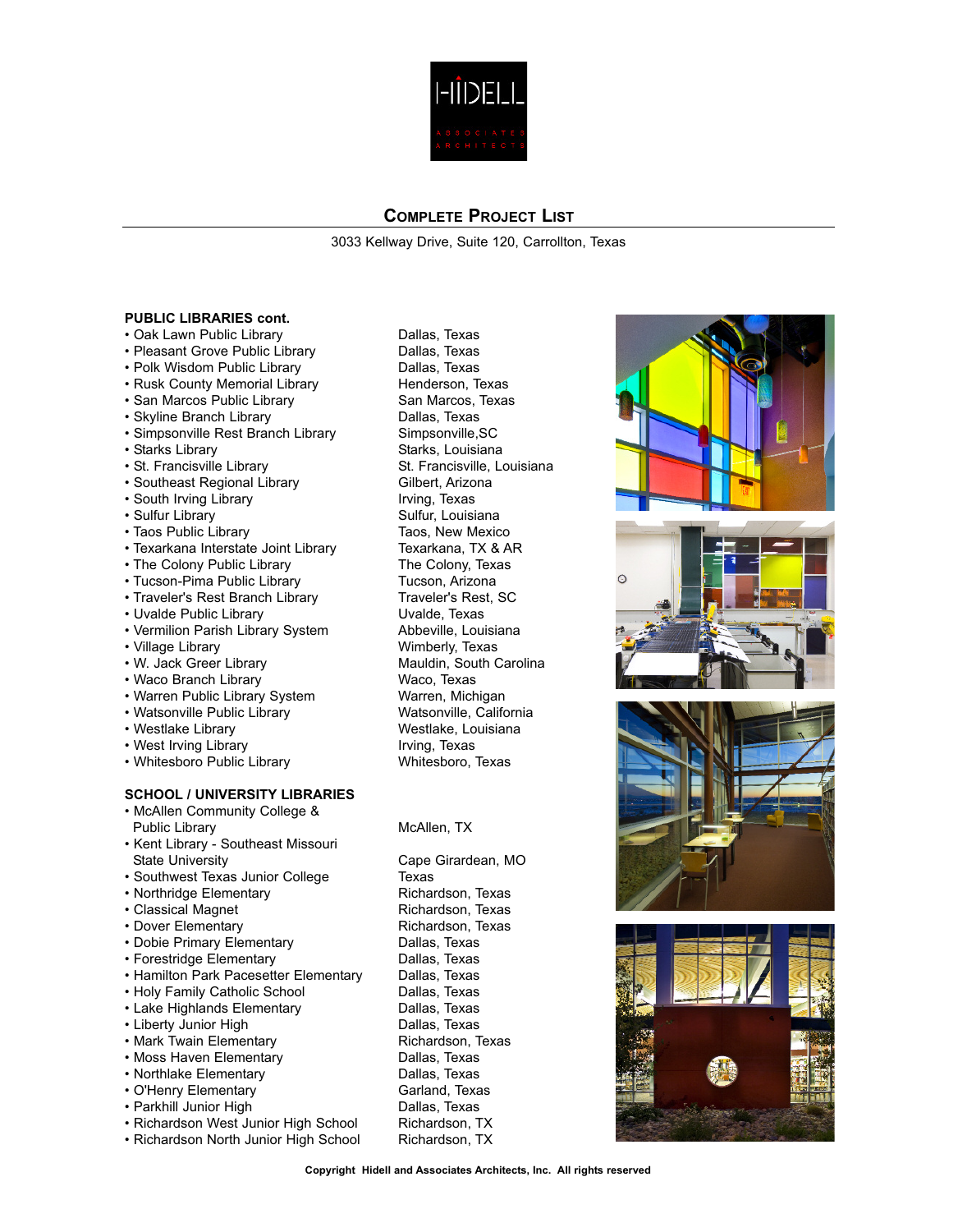HIDELL ASSOCIATES ARCHITECTS

## Complete Project List

3033 Kellway Drive, Suite 120, Carrollton, Texas

**PUBLIC LIBRARIES cont.**

| | |
|---|---|
| • Oak Lawn Public Library | Dallas, Texas |
| • Pleasant Grove Public Library | Dallas, Texas |
| • Polk Wisdom Public Library | Dallas, Texas |
| • Rusk County Memorial Library | Henderson, Texas |
| • San Marcos Public Library | San Marcos, Texas |
| • Skyline Branch Library | Dallas, Texas |
| • Simpsonville Rest Branch Library | Simpsonville,SC |
| • Starks Library | Starks, Louisiana |
| • St. Francisville Library | St. Francisville, Louisiana |
| • Southeast Regional Library | Gilbert, Arizona |
| • South Irving Library | Irving, Texas |
| • Sulfur Library | Sulfur, Louisiana |
| • Taos Public Library | Taos, New Mexico |
| • Texarkana Interstate Joint Library | Texarkana, TX & AR |
| • The Colony Public Library | The Colony, Texas |
| • Tucson-Pima Public Library | Tucson, Arizona |
| • Traveler's Rest Branch Library | Traveler's Rest, SC |
| • Uvalde Public Library | Uvalde, Texas |
| • Vermilion Parish Library System | Abbeville, Louisiana |
| • Village Library | Wimberly, Texas |
| • W. Jack Greer Library | Mauldin, South Carolina |
| • Waco Branch Library | Waco, Texas |
| • Warren Public Library System | Warren, Michigan |
| • Watsonville Public Library | Watsonville, California |
| • Westlake Library | Westlake, Louisiana |
| • West Irving Library | Irving, Texas |
| • Whitesboro Public Library | Whitesboro, Texas |

**SCHOOL / UNIVERSITY LIBRARIES**

| | |
|---|---|
| • McAllen Community College & Public Library | McAllen, TX |
| • Kent Library - Southeast Missouri State University | Cape Girardean, MO |
| • Southwest Texas Junior College | Texas |
| • Northridge Elementary | Richardson, Texas |
| • Classical Magnet | Richardson, Texas |
| • Dover Elementary | Richardson, Texas |
| • Dobie Primary Elementary | Dallas, Texas |
| • Forestridge Elementary | Dallas, Texas |
| • Hamilton Park Pacesetter Elementary | Dallas, Texas |
| • Holy Family Catholic School | Dallas, Texas |
| • Lake Highlands Elementary | Dallas, Texas |
| • Liberty Junior High | Dallas, Texas |
| • Mark Twain Elementary | Richardson, Texas |
| • Moss Haven Elementary | Dallas, Texas |
| • Northlake Elementary | Dallas, Texas |
| • O'Henry Elementary | Garland, Texas |
| • Parkhill Junior High | Dallas, Texas |
| • Richardson West Junior High School | Richardson, TX |
| • Richardson North Junior High School | Richardson, TX |

Copyright Hidell and Associates Architects, Inc. All rights reserved